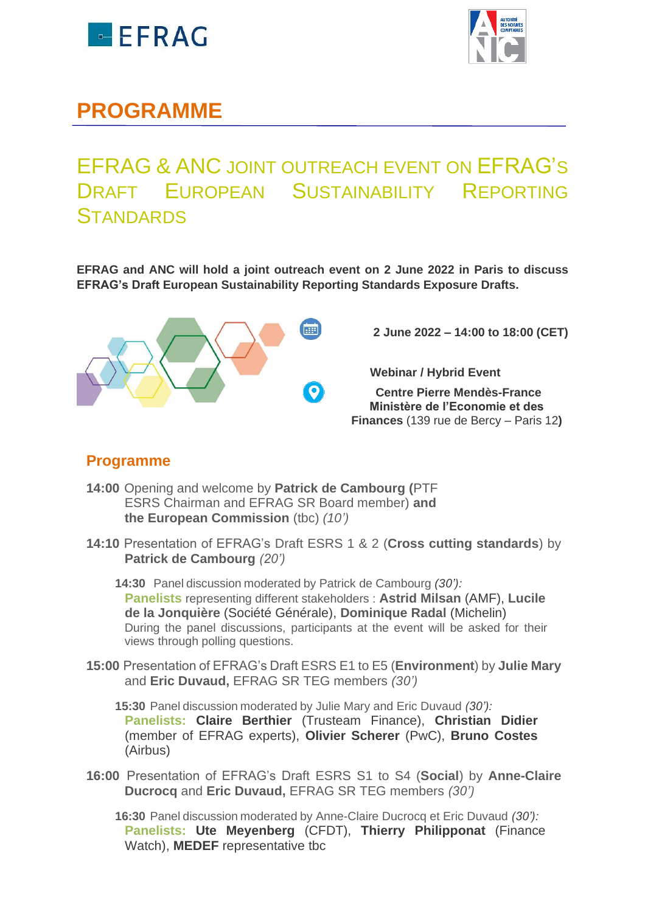# PROGRAMME

## EFRAG & ANC JOINT OUTREACH EVENT ON EFRAG'S DRAFT EUROPEAN SUSTAINABILITY REPORTING STANDARDS

**EFRAG and ANC will hold a joint outreach event on 2 June 2022 in Paris to discuss EFRAG's Draft European Sustainability Reporting Standards Exposure Drafts.**

**2 June 2022 – 14:00 to 18:00 (CET)**

**Webinar / Hybrid Event**

**Centre Pierre Mendès-France Ministère de l'Economie et des Finances** (139 rue de Bercy – Paris 12**)**

## Programme

**14:00** Opening and welcome by **Patrick de Cambourg (**PTF ESRS Chairman and EFRAG SR Board member) **and the European Commission** (tbc) *(10')*

**14:10** Presentation of EFRAG's Draft ESRS 1 & 2 (**Cross cutting standards**) by **Patrick de Cambourg** *(20')*

**14:30** Panel discussion moderated by Patrick de Cambourg *(30'):*
**Panelists** representing different stakeholders : **Astrid Milsan** (AMF), **Lucile de la Jonquière** (Société Générale), **Dominique Radal** (Michelin)
During the panel discussions, participants at the event will be asked for their views through polling questions.

**15:00** Presentation of EFRAG's Draft ESRS E1 to E5 (**Environment**) by **Julie Mary** and **Eric Duvaud,** EFRAG SR TEG members *(30')*

**15:30** Panel discussion moderated by Julie Mary and Eric Duvaud *(30'):*
**Panelists: Claire Berthier** (Trusteam Finance), **Christian Didier** (member of EFRAG experts), **Olivier Scherer** (PwC), **Bruno Costes** (Airbus)

**16:00** Presentation of EFRAG's Draft ESRS S1 to S4 (**Social**) by **Anne-Claire Ducrocq** and **Eric Duvaud,** EFRAG SR TEG members *(30')*

**16:30** Panel discussion moderated by Anne-Claire Ducrocq et Eric Duvaud *(30'):*
**Panelists: Ute Meyenberg** (CFDT), **Thierry Philipponat** (Finance Watch), **MEDEF** representative tbc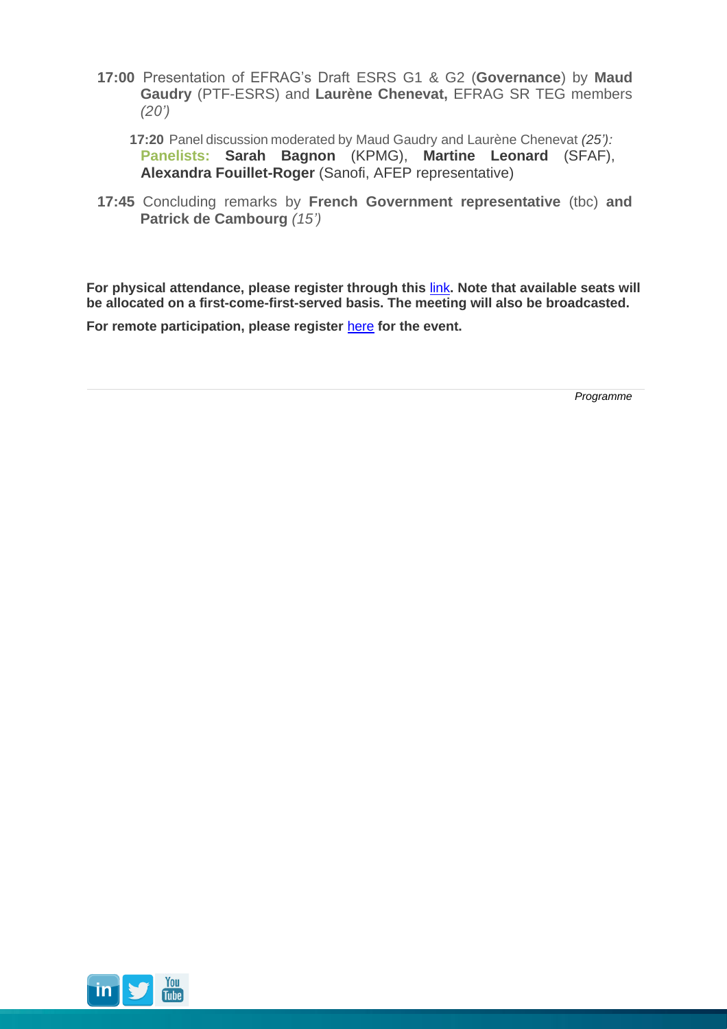**17:00** Presentation of EFRAG's Draft ESRS G1 & G2 (**Governance**) by **Maud Gaudry** (PTF-ESRS) and **Laurène Chenevat,** EFRAG SR TEG members *(20')*

**17:20** Panel discussion moderated by Maud Gaudry and Laurène Chenevat *(25'):*
**Panelists:** **Sarah Bagnon** (KPMG), **Martine Leonard** (SFAF), **Alexandra Fouillet-Roger** (Sanofi, AFEP representative)

**17:45** Concluding remarks by **French Government representative** (tbc) **and Patrick de Cambourg** *(15')*

**For physical attendance, please register through this link. Note that available seats will be allocated on a first-come-first-served basis. The meeting will also be broadcasted.**

**For remote participation, please register here for the event.**